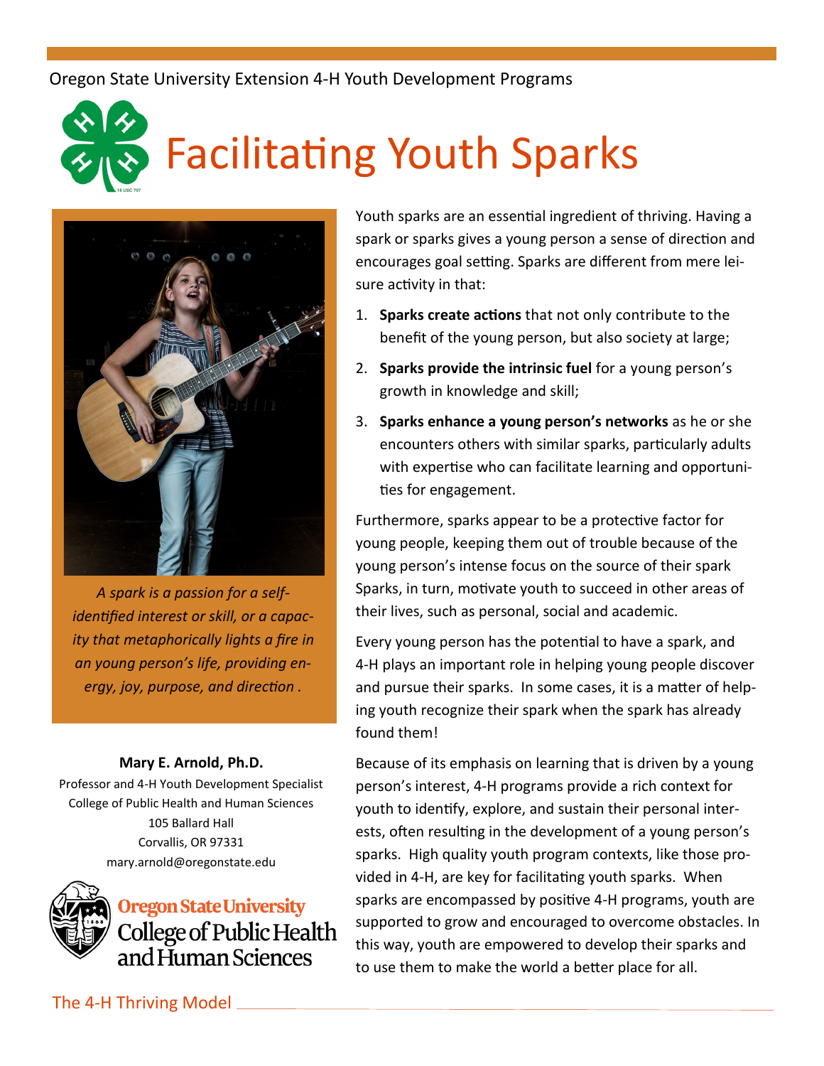Oregon State University Extension 4-H Youth Development Programs

# Facilitating Youth Sparks

*A spark is a passion for a self-identified interest or skill, or a capacity that metaphorically lights a fire in an young person's life, providing energy, joy, purpose, and direction .*

**Mary E. Arnold, Ph.D.**
Professor and 4-H Youth Development Specialist
College of Public Health and Human Sciences
105 Ballard Hall
Corvallis, OR 97331
mary.arnold@oregonstate.edu

Oregon State University College of Public Health and Human Sciences

Youth sparks are an essential ingredient of thriving. Having a spark or sparks gives a young person a sense of direction and encourages goal setting. Sparks are different from mere leisure activity in that:

1. **Sparks create actions** that not only contribute to the benefit of the young person, but also society at large;
2. **Sparks provide the intrinsic fuel** for a young person's growth in knowledge and skill;
3. **Sparks enhance a young person's networks** as he or she encounters others with similar sparks, particularly adults with expertise who can facilitate learning and opportunities for engagement.

Furthermore, sparks appear to be a protective factor for young people, keeping them out of trouble because of the young person's intense focus on the source of their spark Sparks, in turn, motivate youth to succeed in other areas of their lives, such as personal, social and academic.

Every young person has the potential to have a spark, and 4-H plays an important role in helping young people discover and pursue their sparks. In some cases, it is a matter of helping youth recognize their spark when the spark has already found them!

Because of its emphasis on learning that is driven by a young person's interest, 4-H programs provide a rich context for youth to identify, explore, and sustain their personal interests, often resulting in the development of a young person's sparks. High quality youth program contexts, like those provided in 4-H, are key for facilitating youth sparks. When sparks are encompassed by positive 4-H programs, youth are supported to grow and encouraged to overcome obstacles. In this way, youth are empowered to develop their sparks and to use them to make the world a better place for all.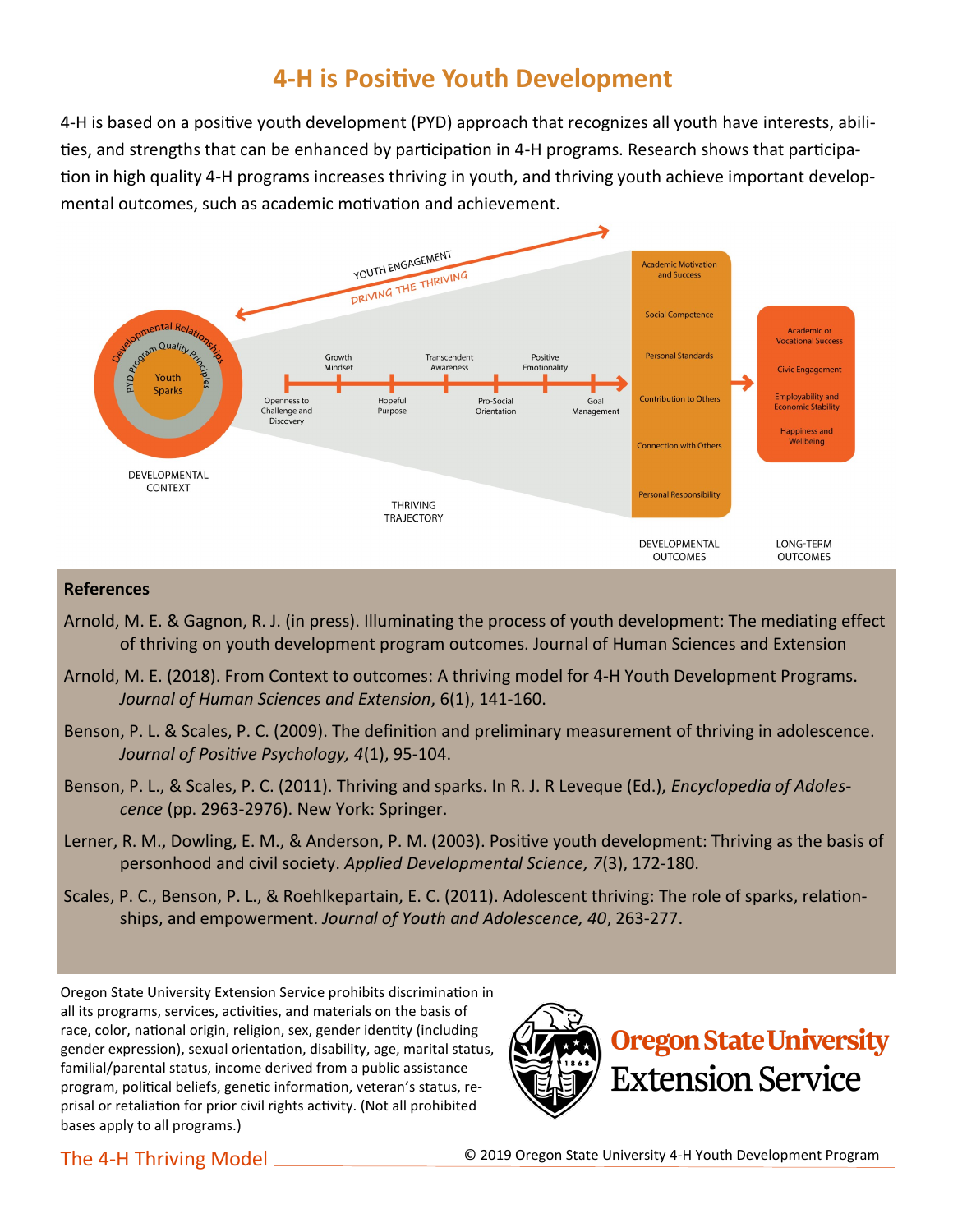# 4-H is Positive Youth Development

4-H is based on a positive youth development (PYD) approach that recognizes all youth have interests, abilities, and strengths that can be enhanced by participation in 4-H programs. Research shows that participation in high quality 4-H programs increases thriving in youth, and thriving youth achieve important developmental outcomes, such as academic motivation and achievement.

YOUTH ENGAGEMENT
DRIVING THE THRIVING

Developmental Relationships
PYD Program Quality Principles
Youth Sparks

DEVELOPMENTAL CONTEXT

Growth Mindset
Transcendent Awareness
Positive Emotionality
Openness to Challenge and Discovery
Hopeful Purpose
Pro-Social Orientation
Goal Management

THRIVING TRAJECTORY

Academic Motivation and Success
Social Competence
Personal Standards
Contribution to Others
Connection with Others
Personal Responsibility

DEVELOPMENTAL OUTCOMES

Academic or Vocational Success
Civic Engagement
Employability and Economic Stability
Happiness and Wellbeing

LONG-TERM OUTCOMES

## References

Arnold, M. E. & Gagnon, R. J. (in press). Illuminating the process of youth development: The mediating effect of thriving on youth development program outcomes. Journal of Human Sciences and Extension

Arnold, M. E. (2018). From Context to outcomes: A thriving model for 4-H Youth Development Programs. *Journal of Human Sciences and Extension*, 6(1), 141-160.

Benson, P. L. & Scales, P. C. (2009). The definition and preliminary measurement of thriving in adolescence. *Journal of Positive Psychology, 4*(1), 95-104.

Benson, P. L., & Scales, P. C. (2011). Thriving and sparks. In R. J. R Leveque (Ed.), *Encyclopedia of Adolescence* (pp. 2963-2976). New York: Springer.

Lerner, R. M., Dowling, E. M., & Anderson, P. M. (2003). Positive youth development: Thriving as the basis of personhood and civil society. *Applied Developmental Science, 7*(3), 172-180.

Scales, P. C., Benson, P. L., & Roehlkepartain, E. C. (2011). Adolescent thriving: The role of sparks, relationships, and empowerment. *Journal of Youth and Adolescence, 40*, 263-277.

Oregon State University Extension Service prohibits discrimination in all its programs, services, activities, and materials on the basis of race, color, national origin, religion, sex, gender identity (including gender expression), sexual orientation, disability, age, marital status, familial/parental status, income derived from a public assistance program, political beliefs, genetic information, veteran's status, reprisal or retaliation for prior civil rights activity. (Not all prohibited bases apply to all programs.)

Oregon State University Extension Service

The 4-H Thriving Model

© 2019 Oregon State University 4-H Youth Development Program